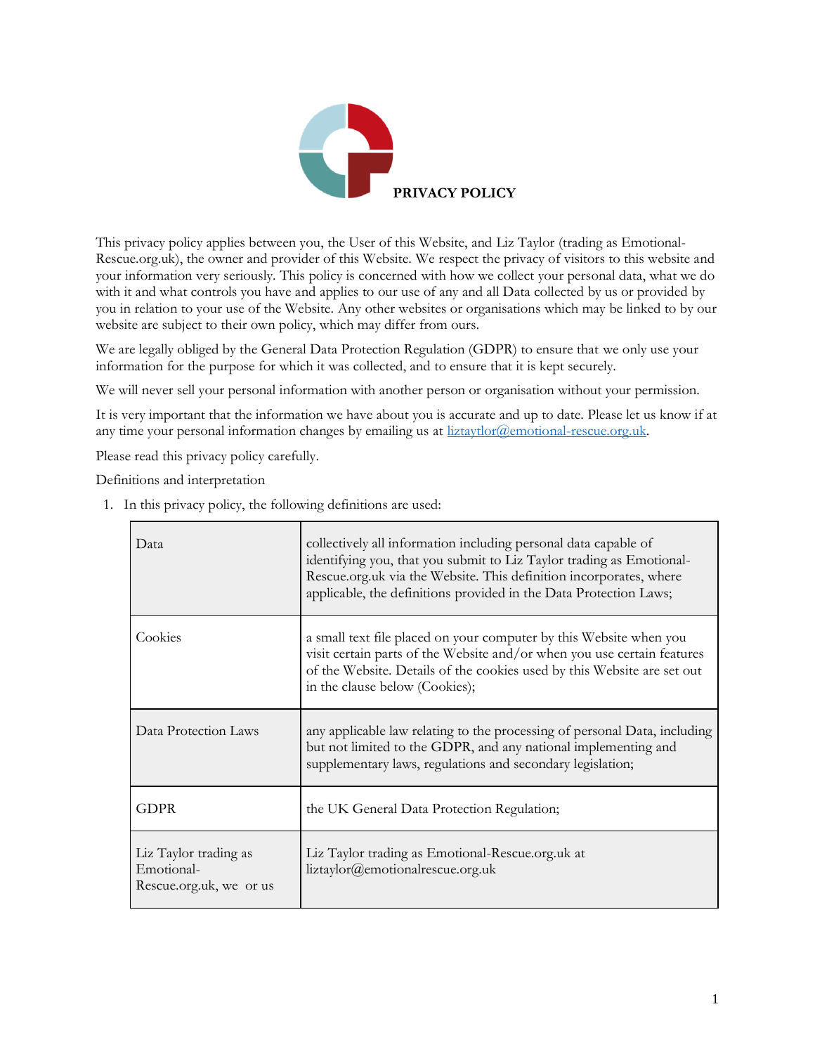# PRIVACY POLICY

This privacy policy applies between you, the User of this Website, and Liz Taylor (trading as Emotional-Rescue.org.uk), the owner and provider of this Website. We respect the privacy of visitors to this website and your information very seriously. This policy is concerned with how we collect your personal data, what we do with it and what controls you have and applies to our use of any and all Data collected by us or provided by you in relation to your use of the Website. Any other websites or organisations which may be linked to by our website are subject to their own policy, which may differ from ours.

We are legally obliged by the General Data Protection Regulation (GDPR) to ensure that we only use your information for the purpose for which it was collected, and to ensure that it is kept securely.

We will never sell your personal information with another person or organisation without your permission.

It is very important that the information we have about you is accurate and up to date. Please let us know if at any time your personal information changes by emailing us at liztaytlor@emotional-rescue.org.uk.

Please read this privacy policy carefully.

Definitions and interpretation

1. In this privacy policy, the following definitions are used:

| | |
|---|---|
| Data | collectively all information including personal data capable of identifying you, that you submit to Liz Taylor trading as Emotional-Rescue.org.uk via the Website. This definition incorporates, where applicable, the definitions provided in the Data Protection Laws; |
| Cookies | a small text file placed on your computer by this Website when you visit certain parts of the Website and/or when you use certain features of the Website. Details of the cookies used by this Website are set out in the clause below (Cookies); |
| Data Protection Laws | any applicable law relating to the processing of personal Data, including but not limited to the GDPR, and any national implementing and supplementary laws, regulations and secondary legislation; |
| GDPR | the UK General Data Protection Regulation; |
| Liz Taylor trading as Emotional-Rescue.org.uk, we or us | Liz Taylor trading as Emotional-Rescue.org.uk at liztaylor@emotionalrescue.org.uk |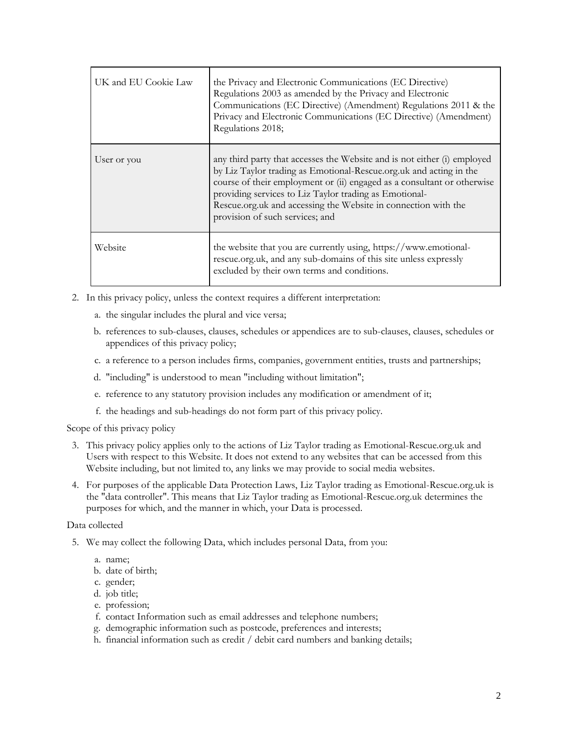| UK and EU Cookie Law | the Privacy and Electronic Communications (EC Directive) Regulations 2003 as amended by the Privacy and Electronic Communications (EC Directive) (Amendment) Regulations 2011 & the Privacy and Electronic Communications (EC Directive) (Amendment) Regulations 2018; |
|---|---|
| User or you | any third party that accesses the Website and is not either (i) employed by Liz Taylor trading as Emotional-Rescue.org.uk and acting in the course of their employment or (ii) engaged as a consultant or otherwise providing services to Liz Taylor trading as Emotional-Rescue.org.uk and accessing the Website in connection with the provision of such services; and |
| Website | the website that you are currently using, https://www.emotional-rescue.org.uk, and any sub-domains of this site unless expressly excluded by their own terms and conditions. |

2. In this privacy policy, unless the context requires a different interpretation:
   a. the singular includes the plural and vice versa;
   b. references to sub-clauses, clauses, schedules or appendices are to sub-clauses, clauses, schedules or appendices of this privacy policy;
   c. a reference to a person includes firms, companies, government entities, trusts and partnerships;
   d. "including" is understood to mean "including without limitation";
   e. reference to any statutory provision includes any modification or amendment of it;
   f. the headings and sub-headings do not form part of this privacy policy.

Scope of this privacy policy

3. This privacy policy applies only to the actions of Liz Taylor trading as Emotional-Rescue.org.uk and Users with respect to this Website. It does not extend to any websites that can be accessed from this Website including, but not limited to, any links we may provide to social media websites.
4. For purposes of the applicable Data Protection Laws, Liz Taylor trading as Emotional-Rescue.org.uk is the "data controller". This means that Liz Taylor trading as Emotional-Rescue.org.uk determines the purposes for which, and the manner in which, your Data is processed.

Data collected

5. We may collect the following Data, which includes personal Data, from you:
   a. name;
   b. date of birth;
   c. gender;
   d. job title;
   e. profession;
   f. contact Information such as email addresses and telephone numbers;
   g. demographic information such as postcode, preferences and interests;
   h. financial information such as credit / debit card numbers and banking details;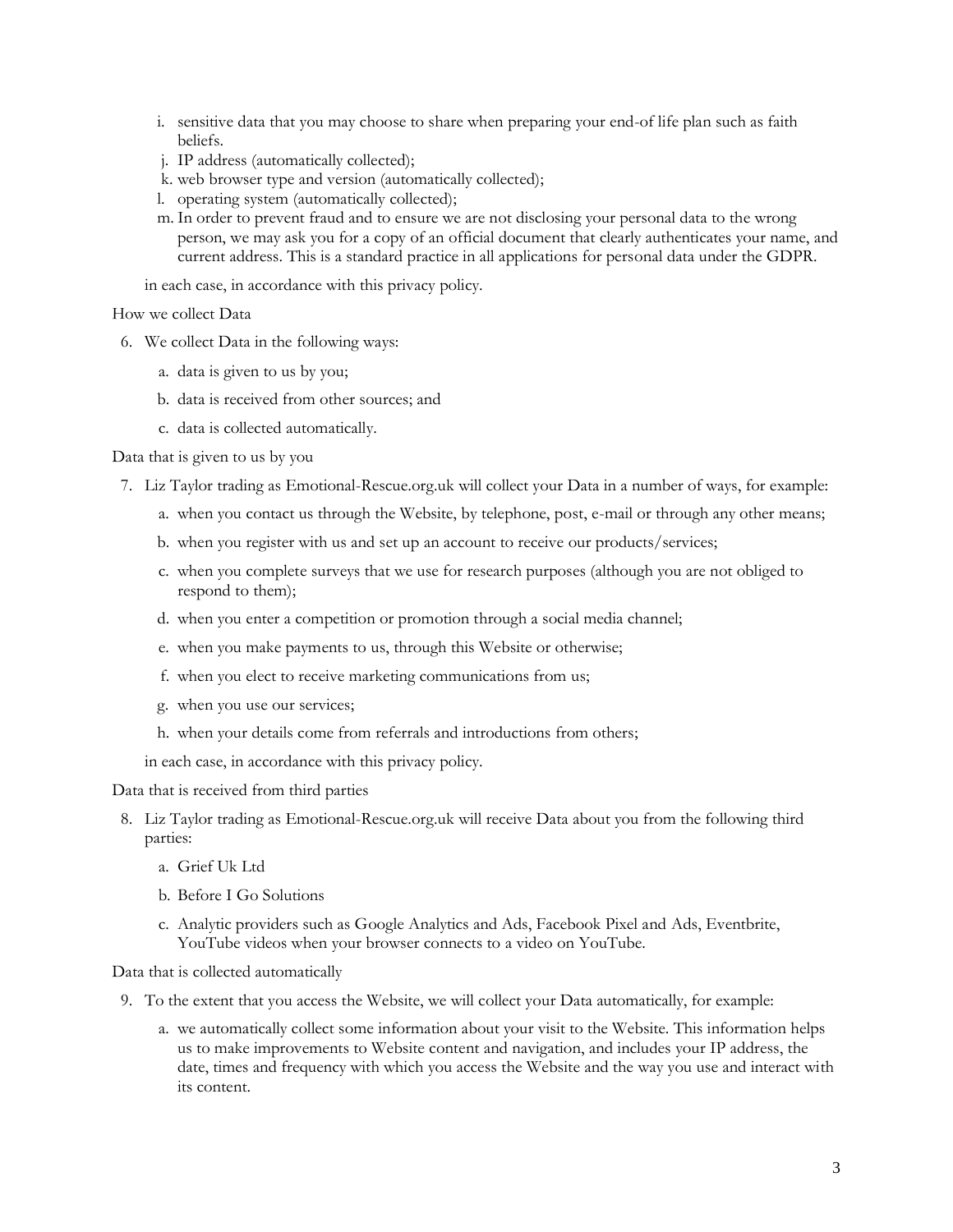i. sensitive data that you may choose to share when preparing your end-of life plan such as faith beliefs.
j. IP address (automatically collected);
k. web browser type and version (automatically collected);
l. operating system (automatically collected);
m. In order to prevent fraud and to ensure we are not disclosing your personal data to the wrong person, we may ask you for a copy of an official document that clearly authenticates your name, and current address. This is a standard practice in all applications for personal data under the GDPR.

in each case, in accordance with this privacy policy.

How we collect Data

6. We collect Data in the following ways:

   a. data is given to us by you;

   b. data is received from other sources; and

   c. data is collected automatically.

Data that is given to us by you

7. Liz Taylor trading as Emotional-Rescue.org.uk will collect your Data in a number of ways, for example:

   a. when you contact us through the Website, by telephone, post, e-mail or through any other means;

   b. when you register with us and set up an account to receive our products/services;

   c. when you complete surveys that we use for research purposes (although you are not obliged to respond to them);

   d. when you enter a competition or promotion through a social media channel;

   e. when you make payments to us, through this Website or otherwise;

   f. when you elect to receive marketing communications from us;

   g. when you use our services;

   h. when your details come from referrals and introductions from others;

   in each case, in accordance with this privacy policy.

Data that is received from third parties

8. Liz Taylor trading as Emotional-Rescue.org.uk will receive Data about you from the following third parties:

   a. Grief Uk Ltd

   b. Before I Go Solutions

   c. Analytic providers such as Google Analytics and Ads, Facebook Pixel and Ads, Eventbrite, YouTube videos when your browser connects to a video on YouTube.

Data that is collected automatically

9. To the extent that you access the Website, we will collect your Data automatically, for example:

   a. we automatically collect some information about your visit to the Website. This information helps us to make improvements to Website content and navigation, and includes your IP address, the date, times and frequency with which you access the Website and the way you use and interact with its content.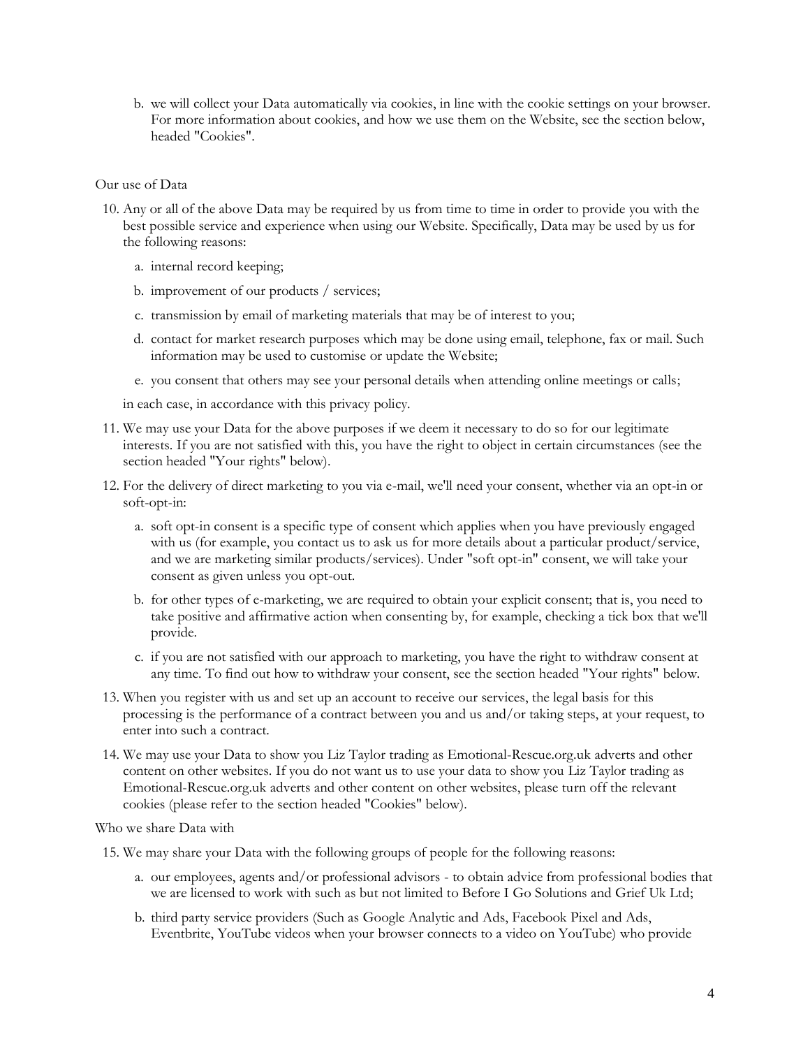b. we will collect your Data automatically via cookies, in line with the cookie settings on your browser. For more information about cookies, and how we use them on the Website, see the section below, headed "Cookies".

Our use of Data

10. Any or all of the above Data may be required by us from time to time in order to provide you with the best possible service and experience when using our Website. Specifically, Data may be used by us for the following reasons:

    a. internal record keeping;

    b. improvement of our products / services;

    c. transmission by email of marketing materials that may be of interest to you;

    d. contact for market research purposes which may be done using email, telephone, fax or mail. Such information may be used to customise or update the Website;

    e. you consent that others may see your personal details when attending online meetings or calls;

    in each case, in accordance with this privacy policy.

11. We may use your Data for the above purposes if we deem it necessary to do so for our legitimate interests. If you are not satisfied with this, you have the right to object in certain circumstances (see the section headed "Your rights" below).

12. For the delivery of direct marketing to you via e-mail, we'll need your consent, whether via an opt-in or soft-opt-in:

    a. soft opt-in consent is a specific type of consent which applies when you have previously engaged with us (for example, you contact us to ask us for more details about a particular product/service, and we are marketing similar products/services). Under "soft opt-in" consent, we will take your consent as given unless you opt-out.

    b. for other types of e-marketing, we are required to obtain your explicit consent; that is, you need to take positive and affirmative action when consenting by, for example, checking a tick box that we'll provide.

    c. if you are not satisfied with our approach to marketing, you have the right to withdraw consent at any time. To find out how to withdraw your consent, see the section headed "Your rights" below.

13. When you register with us and set up an account to receive our services, the legal basis for this processing is the performance of a contract between you and us and/or taking steps, at your request, to enter into such a contract.

14. We may use your Data to show you Liz Taylor trading as Emotional-Rescue.org.uk adverts and other content on other websites. If you do not want us to use your data to show you Liz Taylor trading as Emotional-Rescue.org.uk adverts and other content on other websites, please turn off the relevant cookies (please refer to the section headed "Cookies" below).

Who we share Data with

15. We may share your Data with the following groups of people for the following reasons:

    a. our employees, agents and/or professional advisors - to obtain advice from professional bodies that we are licensed to work with such as but not limited to Before I Go Solutions and Grief Uk Ltd;

    b. third party service providers (Such as Google Analytic and Ads, Facebook Pixel and Ads, Eventbrite, YouTube videos when your browser connects to a video on YouTube) who provide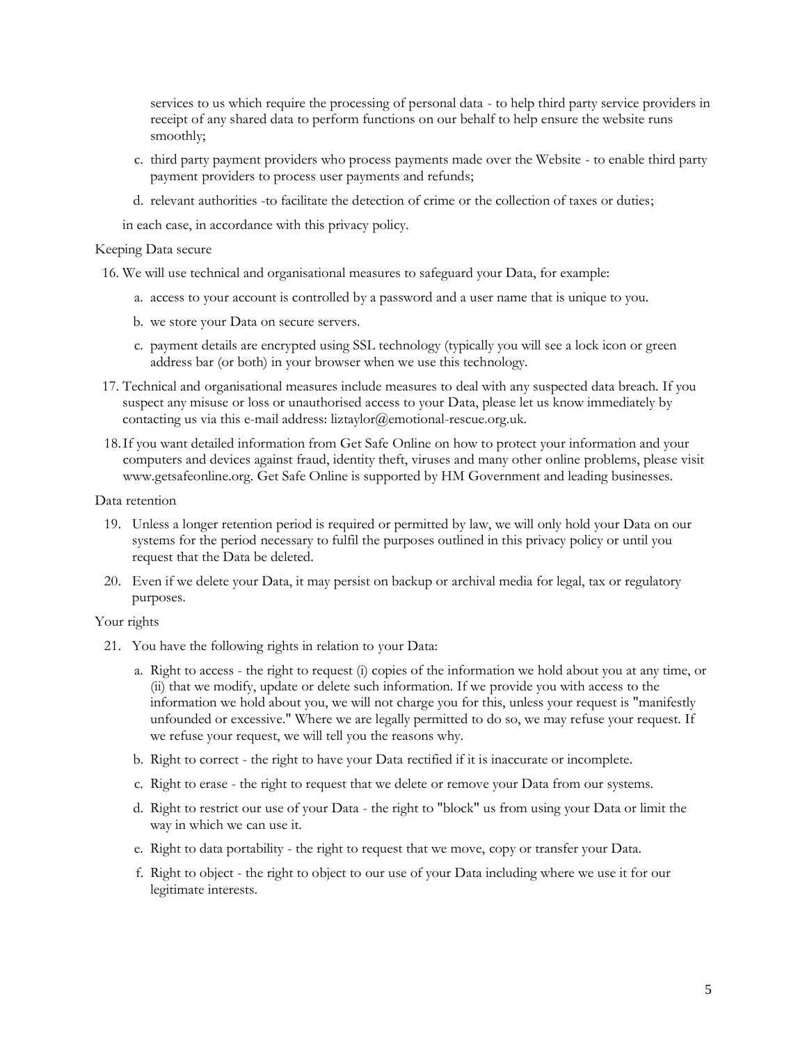services to us which require the processing of personal data - to help third party service providers in receipt of any shared data to perform functions on our behalf to help ensure the website runs smoothly;

c. third party payment providers who process payments made over the Website - to enable third party payment providers to process user payments and refunds;

d. relevant authorities -to facilitate the detection of crime or the collection of taxes or duties;

in each case, in accordance with this privacy policy.

Keeping Data secure

16. We will use technical and organisational measures to safeguard your Data, for example:

    a. access to your account is controlled by a password and a user name that is unique to you.

    b. we store your Data on secure servers.

    c. payment details are encrypted using SSL technology (typically you will see a lock icon or green address bar (or both) in your browser when we use this technology.

17. Technical and organisational measures include measures to deal with any suspected data breach. If you suspect any misuse or loss or unauthorised access to your Data, please let us know immediately by contacting us via this e-mail address: liztaylor@emotional-rescue.org.uk.

18. If you want detailed information from Get Safe Online on how to protect your information and your computers and devices against fraud, identity theft, viruses and many other online problems, please visit www.getsafeonline.org. Get Safe Online is supported by HM Government and leading businesses.

Data retention

19. Unless a longer retention period is required or permitted by law, we will only hold your Data on our systems for the period necessary to fulfil the purposes outlined in this privacy policy or until you request that the Data be deleted.

20. Even if we delete your Data, it may persist on backup or archival media for legal, tax or regulatory purposes.

Your rights

21. You have the following rights in relation to your Data:

    a. Right to access - the right to request (i) copies of the information we hold about you at any time, or (ii) that we modify, update or delete such information. If we provide you with access to the information we hold about you, we will not charge you for this, unless your request is "manifestly unfounded or excessive." Where we are legally permitted to do so, we may refuse your request. If we refuse your request, we will tell you the reasons why.

    b. Right to correct - the right to have your Data rectified if it is inaccurate or incomplete.

    c. Right to erase - the right to request that we delete or remove your Data from our systems.

    d. Right to restrict our use of your Data - the right to "block" us from using your Data or limit the way in which we can use it.

    e. Right to data portability - the right to request that we move, copy or transfer your Data.

    f. Right to object - the right to object to our use of your Data including where we use it for our legitimate interests.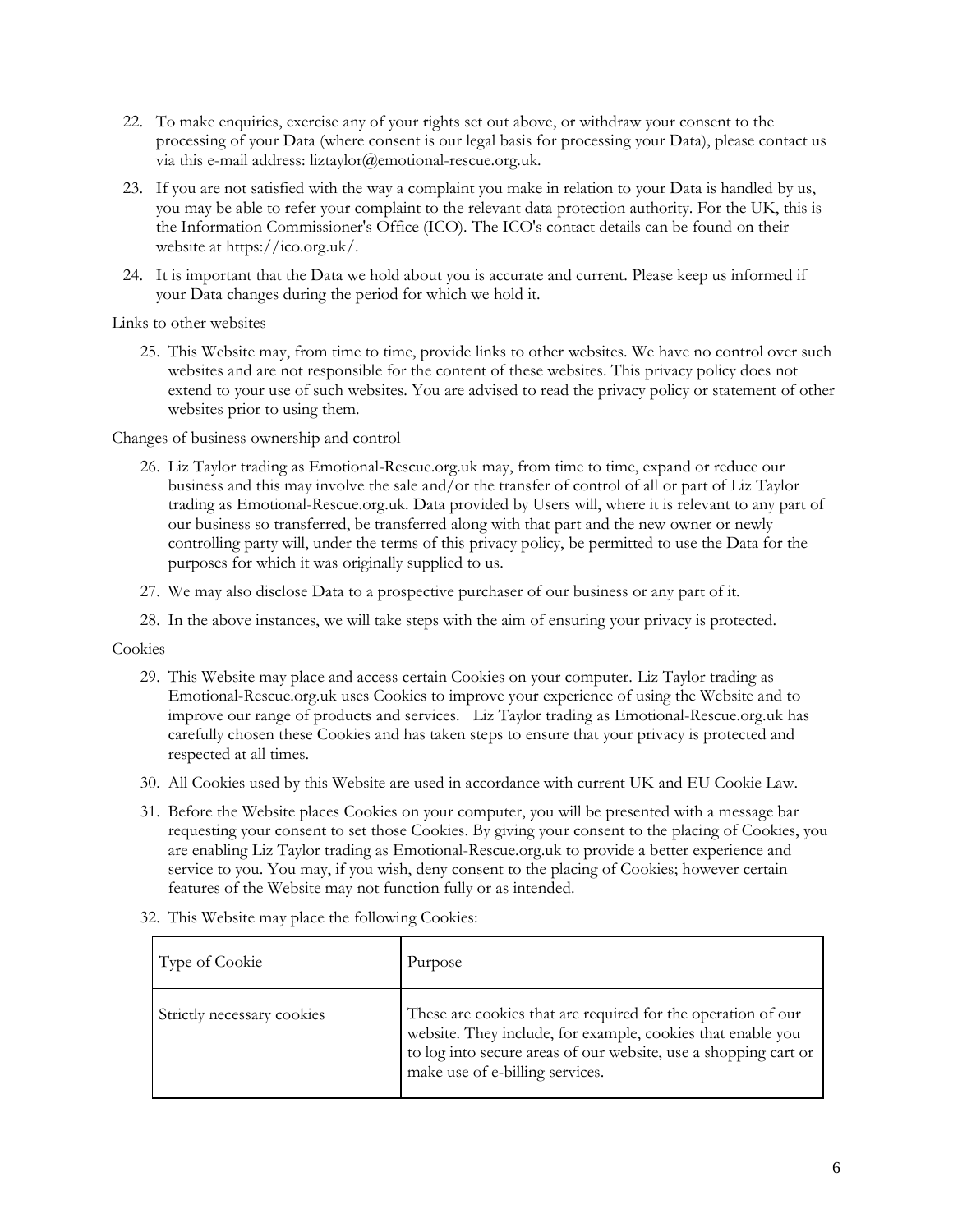22. To make enquiries, exercise any of your rights set out above, or withdraw your consent to the processing of your Data (where consent is our legal basis for processing your Data), please contact us via this e-mail address: liztaylor@emotional-rescue.org.uk.
23. If you are not satisfied with the way a complaint you make in relation to your Data is handled by us, you may be able to refer your complaint to the relevant data protection authority. For the UK, this is the Information Commissioner's Office (ICO). The ICO's contact details can be found on their website at https://ico.org.uk/.
24. It is important that the Data we hold about you is accurate and current. Please keep us informed if your Data changes during the period for which we hold it.

Links to other websites

25. This Website may, from time to time, provide links to other websites. We have no control over such websites and are not responsible for the content of these websites. This privacy policy does not extend to your use of such websites. You are advised to read the privacy policy or statement of other websites prior to using them.

Changes of business ownership and control

26. Liz Taylor trading as Emotional-Rescue.org.uk may, from time to time, expand or reduce our business and this may involve the sale and/or the transfer of control of all or part of Liz Taylor trading as Emotional-Rescue.org.uk. Data provided by Users will, where it is relevant to any part of our business so transferred, be transferred along with that part and the new owner or newly controlling party will, under the terms of this privacy policy, be permitted to use the Data for the purposes for which it was originally supplied to us.
27. We may also disclose Data to a prospective purchaser of our business or any part of it.
28. In the above instances, we will take steps with the aim of ensuring your privacy is protected.

Cookies

29. This Website may place and access certain Cookies on your computer. Liz Taylor trading as Emotional-Rescue.org.uk uses Cookies to improve your experience of using the Website and to improve our range of products and services. Liz Taylor trading as Emotional-Rescue.org.uk has carefully chosen these Cookies and has taken steps to ensure that your privacy is protected and respected at all times.
30. All Cookies used by this Website are used in accordance with current UK and EU Cookie Law.
31. Before the Website places Cookies on your computer, you will be presented with a message bar requesting your consent to set those Cookies. By giving your consent to the placing of Cookies, you are enabling Liz Taylor trading as Emotional-Rescue.org.uk to provide a better experience and service to you. You may, if you wish, deny consent to the placing of Cookies; however certain features of the Website may not function fully or as intended.
32. This Website may place the following Cookies:

| Type of Cookie | Purpose |
|---|---|
| Strictly necessary cookies | These are cookies that are required for the operation of our website. They include, for example, cookies that enable you to log into secure areas of our website, use a shopping cart or make use of e-billing services. |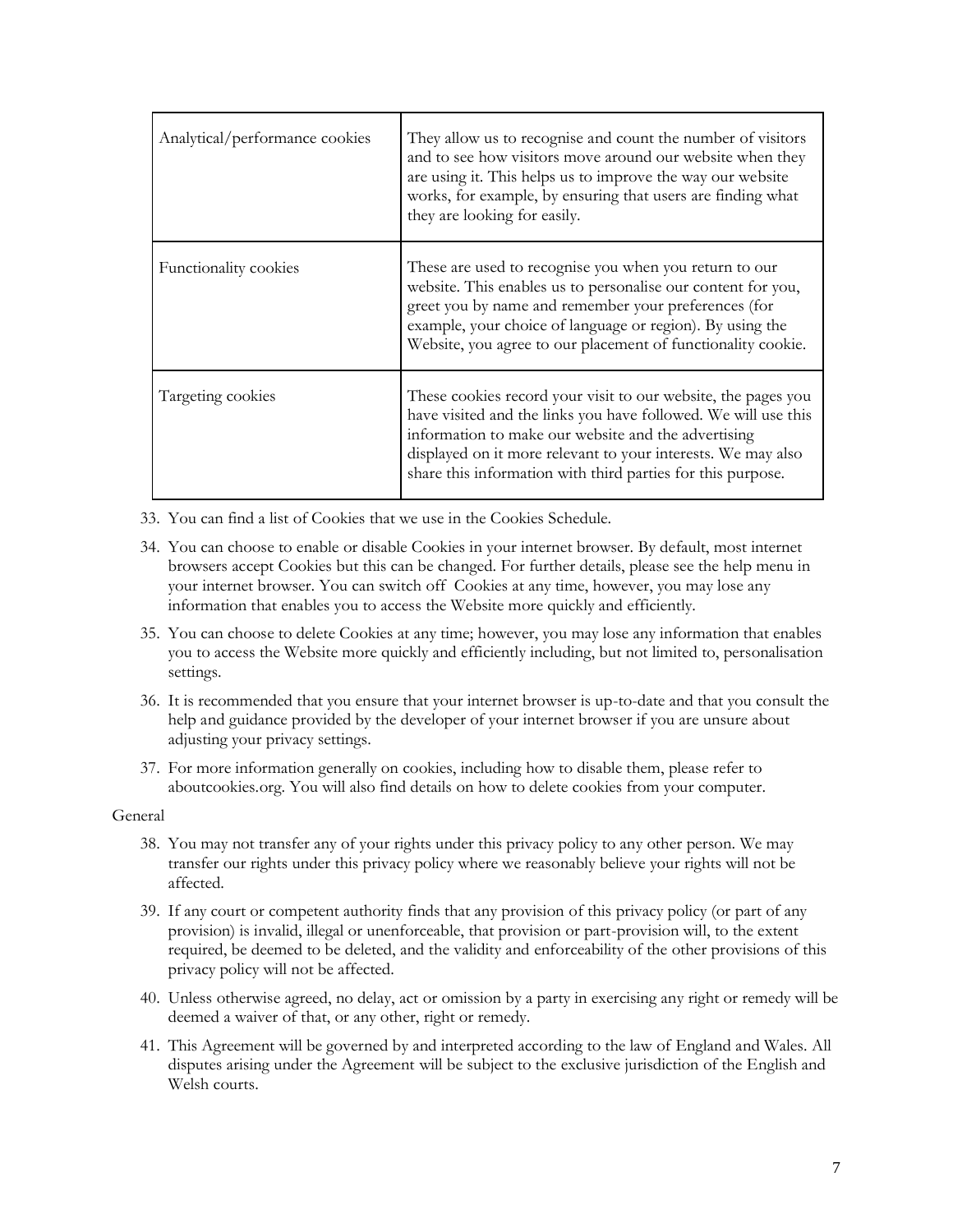| | |
| --- | --- |
| Analytical/performance cookies | They allow us to recognise and count the number of visitors and to see how visitors move around our website when they are using it. This helps us to improve the way our website works, for example, by ensuring that users are finding what they are looking for easily. |
| Functionality cookies | These are used to recognise you when you return to our website. This enables us to personalise our content for you, greet you by name and remember your preferences (for example, your choice of language or region). By using the Website, you agree to our placement of functionality cookie. |
| Targeting cookies | These cookies record your visit to our website, the pages you have visited and the links you have followed. We will use this information to make our website and the advertising displayed on it more relevant to your interests. We may also share this information with third parties for this purpose. |

33. You can find a list of Cookies that we use in the Cookies Schedule.
34. You can choose to enable or disable Cookies in your internet browser. By default, most internet browsers accept Cookies but this can be changed. For further details, please see the help menu in your internet browser. You can switch off Cookies at any time, however, you may lose any information that enables you to access the Website more quickly and efficiently.
35. You can choose to delete Cookies at any time; however, you may lose any information that enables you to access the Website more quickly and efficiently including, but not limited to, personalisation settings.
36. It is recommended that you ensure that your internet browser is up-to-date and that you consult the help and guidance provided by the developer of your internet browser if you are unsure about adjusting your privacy settings.
37. For more information generally on cookies, including how to disable them, please refer to aboutcookies.org. You will also find details on how to delete cookies from your computer.

General

38. You may not transfer any of your rights under this privacy policy to any other person. We may transfer our rights under this privacy policy where we reasonably believe your rights will not be affected.
39. If any court or competent authority finds that any provision of this privacy policy (or part of any provision) is invalid, illegal or unenforceable, that provision or part-provision will, to the extent required, be deemed to be deleted, and the validity and enforceability of the other provisions of this privacy policy will not be affected.
40. Unless otherwise agreed, no delay, act or omission by a party in exercising any right or remedy will be deemed a waiver of that, or any other, right or remedy.
41. This Agreement will be governed by and interpreted according to the law of England and Wales. All disputes arising under the Agreement will be subject to the exclusive jurisdiction of the English and Welsh courts.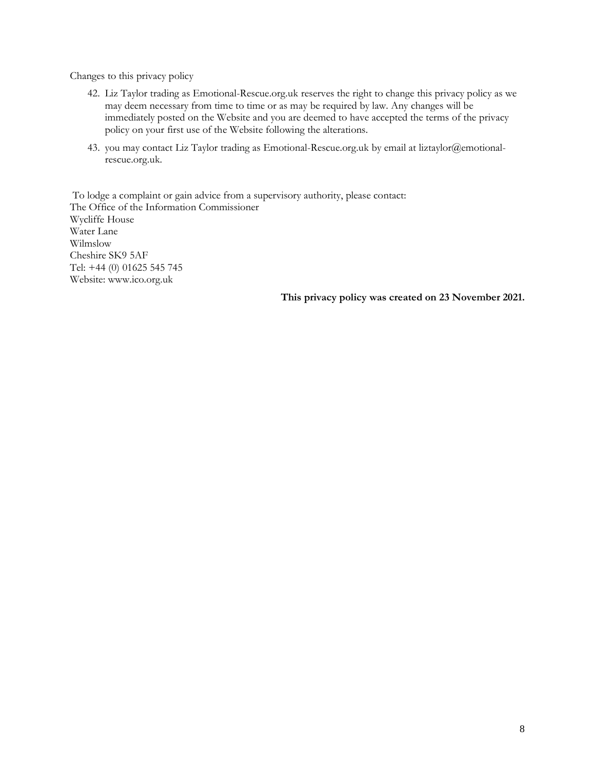Changes to this privacy policy

42. Liz Taylor trading as Emotional-Rescue.org.uk reserves the right to change this privacy policy as we may deem necessary from time to time or as may be required by law. Any changes will be immediately posted on the Website and you are deemed to have accepted the terms of the privacy policy on your first use of the Website following the alterations.
43. you may contact Liz Taylor trading as Emotional-Rescue.org.uk by email at liztaylor@emotional-rescue.org.uk.

To lodge a complaint or gain advice from a supervisory authority, please contact:
The Office of the Information Commissioner
Wycliffe House
Water Lane
Wilmslow
Cheshire SK9 5AF
Tel: +44 (0) 01625 545 745
Website: www.ico.org.uk

**This privacy policy was created on 23 November 2021.**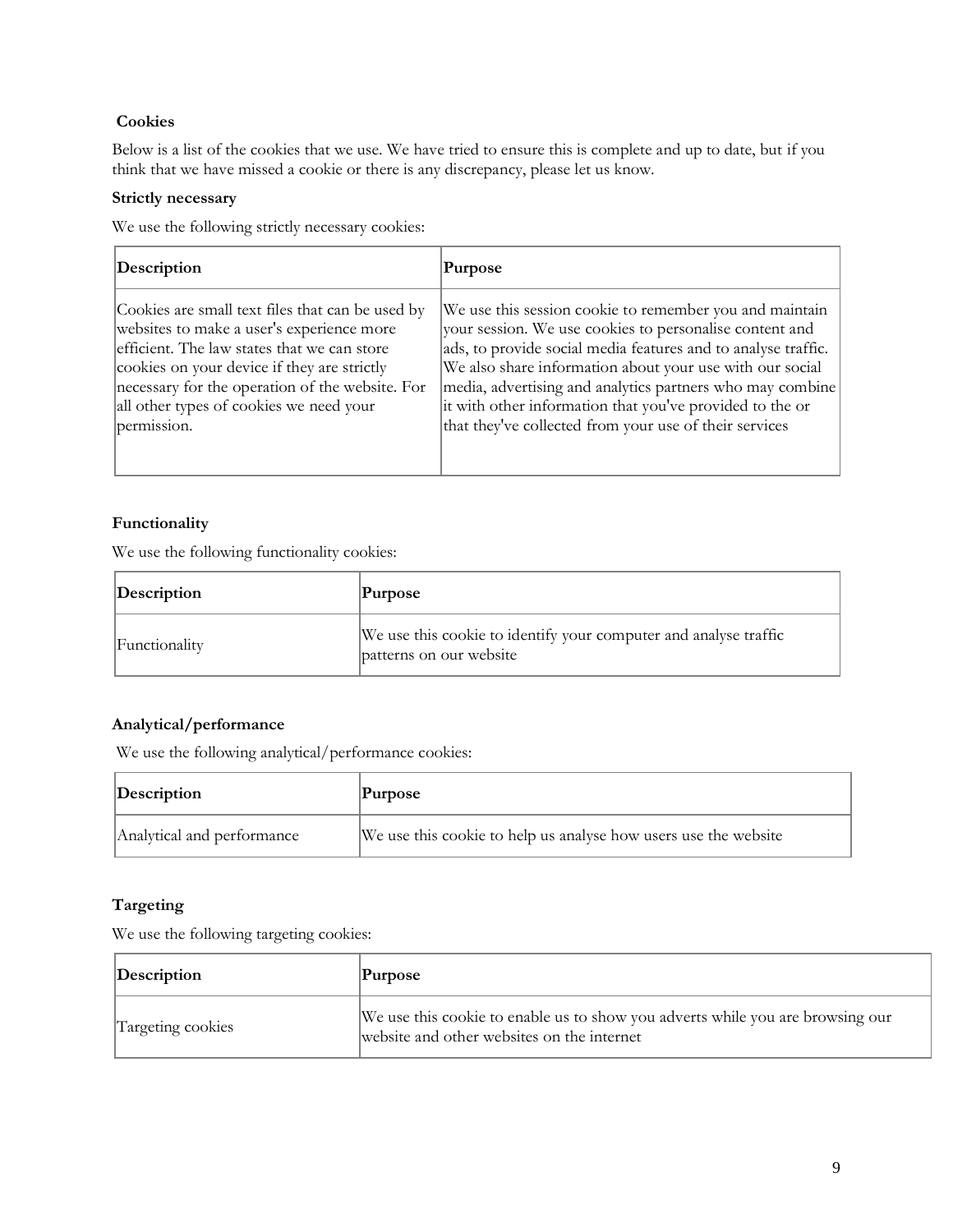## Cookies

Below is a list of the cookies that we use. We have tried to ensure this is complete and up to date, but if you think that we have missed a cookie or there is any discrepancy, please let us know.

### Strictly necessary

We use the following strictly necessary cookies:

| Description | Purpose |
| --- | --- |
| Cookies are small text files that can be used by websites to make a user's experience more efficient. The law states that we can store cookies on your device if they are strictly necessary for the operation of the website. For all other types of cookies we need your permission. | We use this session cookie to remember you and maintain your session. We use cookies to personalise content and ads, to provide social media features and to analyse traffic. We also share information about your use with our social media, advertising and analytics partners who may combine it with other information that you've provided to the or that they've collected from your use of their services |

### Functionality

We use the following functionality cookies:

| Description | Purpose |
| --- | --- |
| Functionality | We use this cookie to identify your computer and analyse traffic patterns on our website |

### Analytical/performance

We use the following analytical/performance cookies:

| Description | Purpose |
| --- | --- |
| Analytical and performance | We use this cookie to help us analyse how users use the website |

### Targeting

We use the following targeting cookies:

| Description | Purpose |
| --- | --- |
| Targeting cookies | We use this cookie to enable us to show you adverts while you are browsing our website and other websites on the internet |